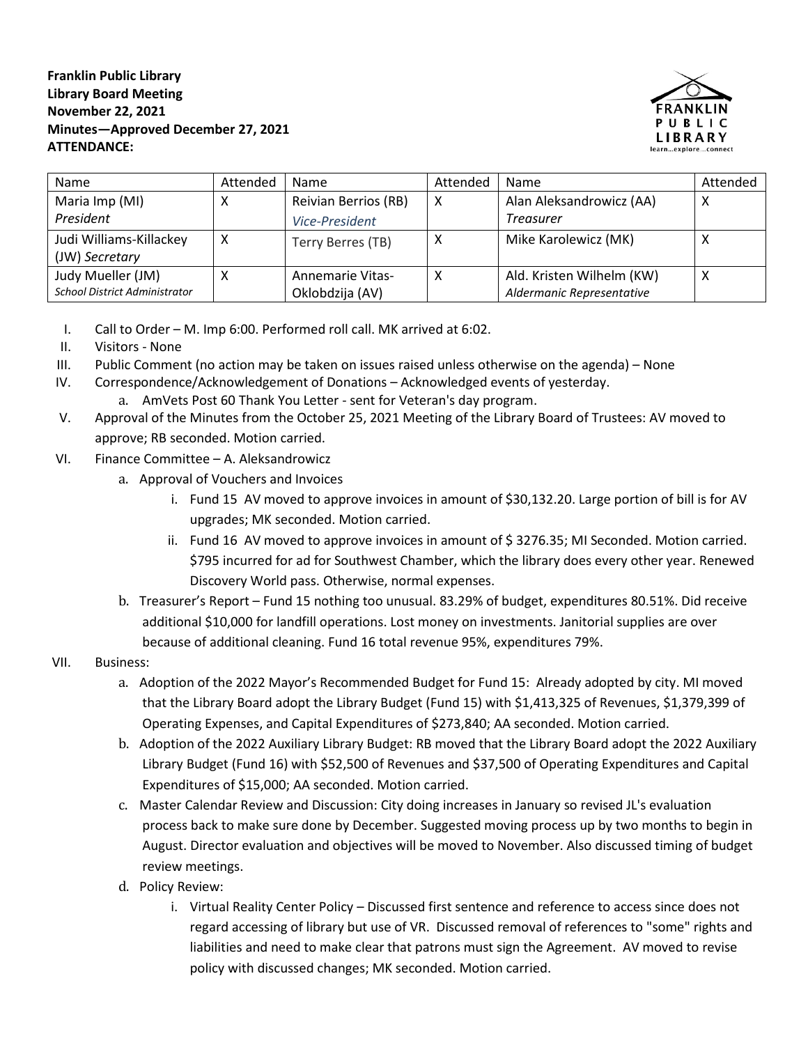**Franklin Public Library**
**Library Board Meeting**
**November 22, 2021**
**Minutes—Approved December 27, 2021**
**ATTENDANCE:**

| Name | Attended | Name | Attended | Name | Attended |
|---|---|---|---|---|---|
| Maria Imp (MI) *President* | X | Reivian Berrios (RB) *Vice-President* | X | Alan Aleksandrowicz (AA) *Treasurer* | X |
| Judi Williams-Killackey (JW) *Secretary* | X | Terry Berres (TB) | X | Mike Karolewicz (MK) | X |
| Judy Mueller (JM) *School District Administrator* | X | Annemarie Vitas-Oklobdzija (AV) | X | Ald. Kristen Wilhelm (KW) *Aldermanic Representative* | X |

I. Call to Order – M. Imp 6:00. Performed roll call. MK arrived at 6:02.

II. Visitors - None

III. Public Comment (no action may be taken on issues raised unless otherwise on the agenda) – None

IV. Correspondence/Acknowledgement of Donations – Acknowledged events of yesterday.
   a. AmVets Post 60 Thank You Letter - sent for Veteran's day program.

V. Approval of the Minutes from the October 25, 2021 Meeting of the Library Board of Trustees: AV moved to approve; RB seconded. Motion carried.

VI. Finance Committee – A. Aleksandrowicz
   a. Approval of Vouchers and Invoices
      i. Fund 15 AV moved to approve invoices in amount of $30,132.20. Large portion of bill is for AV upgrades; MK seconded. Motion carried.
      ii. Fund 16 AV moved to approve invoices in amount of $ 3276.35; MI Seconded. Motion carried. $795 incurred for ad for Southwest Chamber, which the library does every other year. Renewed Discovery World pass. Otherwise, normal expenses.
   b. Treasurer's Report – Fund 15 nothing too unusual. 83.29% of budget, expenditures 80.51%. Did receive additional $10,000 for landfill operations. Lost money on investments. Janitorial supplies are over because of additional cleaning. Fund 16 total revenue 95%, expenditures 79%.

VII. Business:
   a. Adoption of the 2022 Mayor's Recommended Budget for Fund 15: Already adopted by city. MI moved that the Library Board adopt the Library Budget (Fund 15) with $1,413,325 of Revenues, $1,379,399 of Operating Expenses, and Capital Expenditures of $273,840; AA seconded. Motion carried.
   b. Adoption of the 2022 Auxiliary Library Budget: RB moved that the Library Board adopt the 2022 Auxiliary Library Budget (Fund 16) with $52,500 of Revenues and $37,500 of Operating Expenditures and Capital Expenditures of $15,000; AA seconded. Motion carried.
   c. Master Calendar Review and Discussion: City doing increases in January so revised JL's evaluation process back to make sure done by December. Suggested moving process up by two months to begin in August. Director evaluation and objectives will be moved to November. Also discussed timing of budget review meetings.
   d. Policy Review:
      i. Virtual Reality Center Policy – Discussed first sentence and reference to access since does not regard accessing of library but use of VR. Discussed removal of references to "some" rights and liabilities and need to make clear that patrons must sign the Agreement. AV moved to revise policy with discussed changes; MK seconded. Motion carried.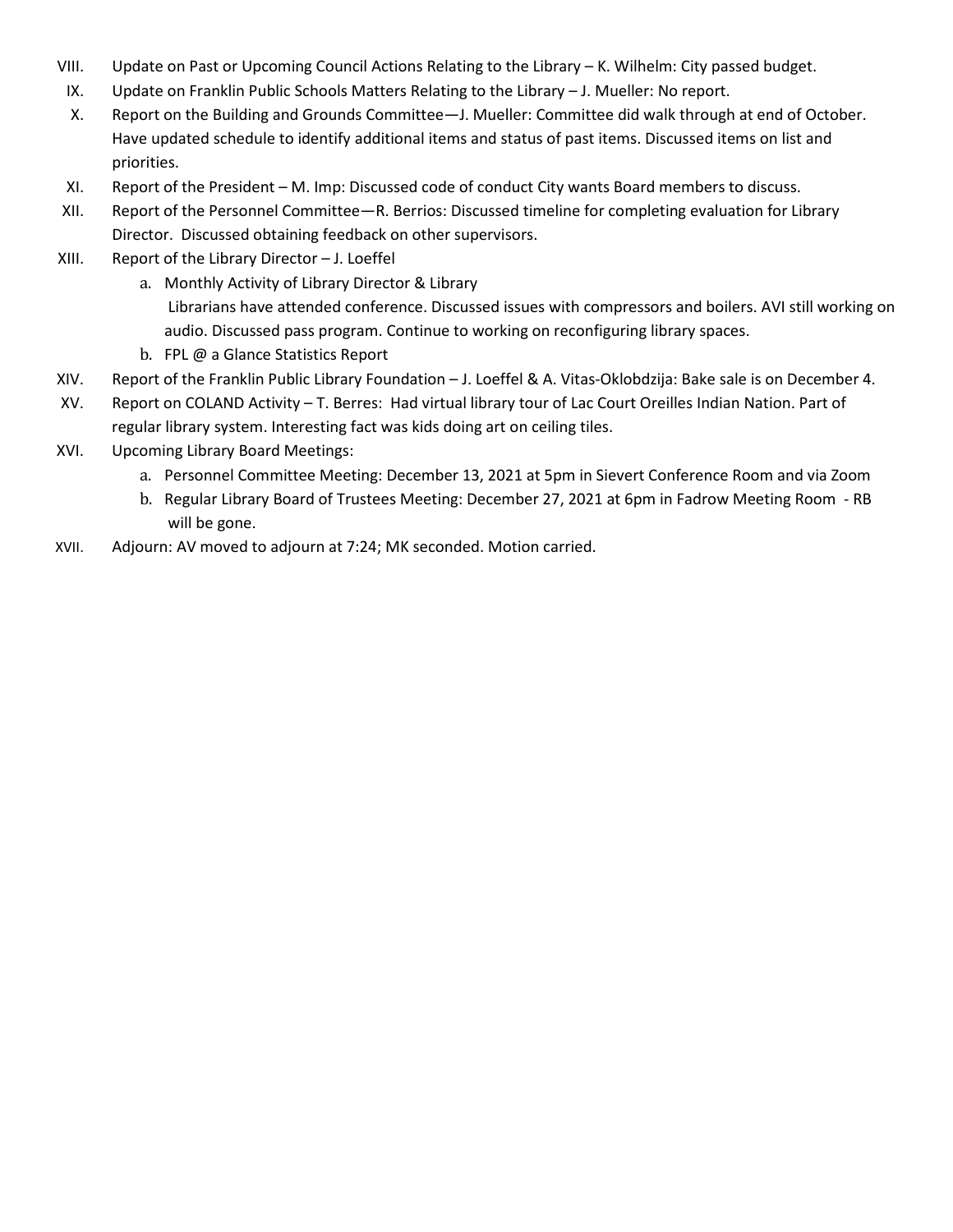VIII. Update on Past or Upcoming Council Actions Relating to the Library – K. Wilhelm: City passed budget.

IX. Update on Franklin Public Schools Matters Relating to the Library – J. Mueller: No report.

X. Report on the Building and Grounds Committee—J. Mueller: Committee did walk through at end of October. Have updated schedule to identify additional items and status of past items. Discussed items on list and priorities.

XI. Report of the President – M. Imp: Discussed code of conduct City wants Board members to discuss.

XII. Report of the Personnel Committee—R. Berrios: Discussed timeline for completing evaluation for Library Director. Discussed obtaining feedback on other supervisors.

XIII. Report of the Library Director – J. Loeffel

   a. Monthly Activity of Library Director & Library
      Librarians have attended conference. Discussed issues with compressors and boilers. AVI still working on audio. Discussed pass program. Continue to working on reconfiguring library spaces.

   b. FPL @ a Glance Statistics Report

XIV. Report of the Franklin Public Library Foundation – J. Loeffel & A. Vitas-Oklobdzija: Bake sale is on December 4.

XV. Report on COLAND Activity – T. Berres: Had virtual library tour of Lac Court Oreilles Indian Nation. Part of regular library system. Interesting fact was kids doing art on ceiling tiles.

XVI. Upcoming Library Board Meetings:

   a. Personnel Committee Meeting: December 13, 2021 at 5pm in Sievert Conference Room and via Zoom

   b. Regular Library Board of Trustees Meeting: December 27, 2021 at 6pm in Fadrow Meeting Room - RB will be gone.

XVII. Adjourn: AV moved to adjourn at 7:24; MK seconded. Motion carried.